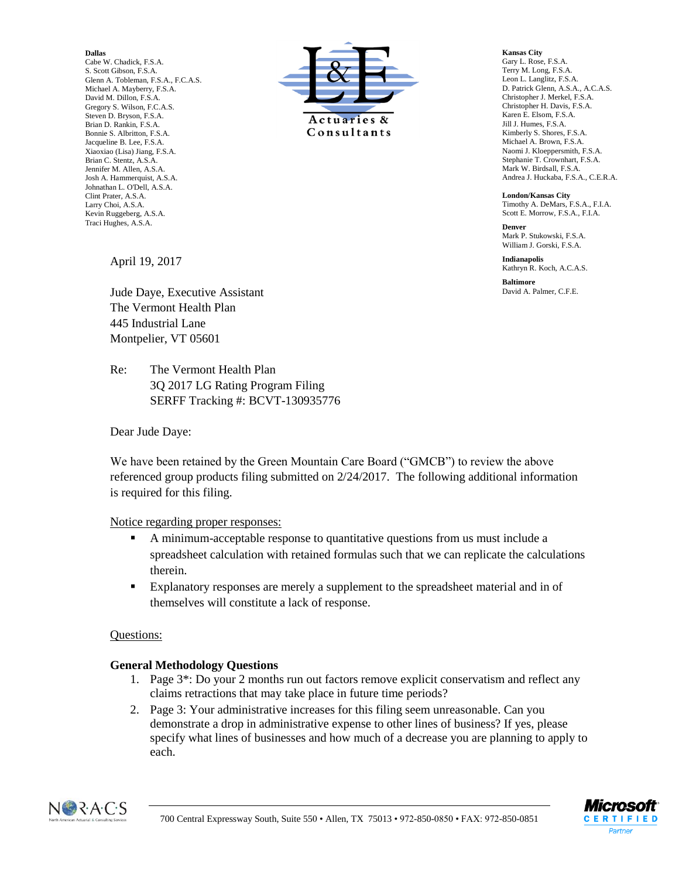**Dallas**
Cabe W. Chadick, F.S.A.
S. Scott Gibson, F.S.A.
Glenn A. Tobleman, F.S.A., F.C.A.S.
Michael A. Mayberry, F.S.A.
David M. Dillon, F.S.A.
Gregory S. Wilson, F.C.A.S.
Steven D. Bryson, F.S.A.
Brian D. Rankin, F.S.A.
Bonnie S. Albritton, F.S.A.
Jacqueline B. Lee, F.S.A.
Xiaoxiao (Lisa) Jiang, F.S.A.
Brian C. Stentz, A.S.A.
Jennifer M. Allen, A.S.A.
Josh A. Hammerquist, A.S.A.
Johnathan L. O'Dell, A.S.A.
Clint Prater, A.S.A.
Larry Choi, A.S.A.
Kevin Ruggeberg, A.S.A.
Traci Hughes, A.S.A.

L&E Actuaries & Consultants

**Kansas City**
Gary L. Rose, F.S.A.
Terry M. Long, F.S.A.
Leon L. Langlitz, F.S.A.
D. Patrick Glenn, A.S.A., A.C.A.S.
Christopher J. Merkel, F.S.A.
Christopher H. Davis, F.S.A.
Karen E. Elsom, F.S.A.
Jill J. Humes, F.S.A.
Kimberly S. Shores, F.S.A.
Michael A. Brown, F.S.A.
Naomi J. Kloeppersmith, F.S.A.
Stephanie T. Crownhart, F.S.A.
Mark W. Birdsall, F.S.A.
Andrea J. Huckaba, F.S.A., C.E.R.A.

**London/Kansas City**
Timothy A. DeMars, F.S.A., F.I.A.
Scott E. Morrow, F.S.A., F.I.A.

**Denver**
Mark P. Stukowski, F.S.A.
William J. Gorski, F.S.A.

**Indianapolis**
Kathryn R. Koch, A.C.A.S.

**Baltimore**
David A. Palmer, C.F.E.

April 19, 2017

Jude Daye, Executive Assistant
The Vermont Health Plan
445 Industrial Lane
Montpelier, VT 05601

Re: The Vermont Health Plan
3Q 2017 LG Rating Program Filing
SERFF Tracking #: BCVT-130935776

Dear Jude Daye:

We have been retained by the Green Mountain Care Board ("GMCB") to review the above referenced group products filing submitted on 2/24/2017. The following additional information is required for this filing.

Notice regarding proper responses:

- A minimum-acceptable response to quantitative questions from us must include a spreadsheet calculation with retained formulas such that we can replicate the calculations therein.
- Explanatory responses are merely a supplement to the spreadsheet material and in of themselves will constitute a lack of response.

Questions:

**General Methodology Questions**

1. Page 3*: Do your 2 months run out factors remove explicit conservatism and reflect any claims retractions that may take place in future time periods?
2. Page 3: Your administrative increases for this filing seem unreasonable. Can you demonstrate a drop in administrative expense to other lines of business? If yes, please specify what lines of businesses and how much of a decrease you are planning to apply to each.

700 Central Expressway South, Suite 550 • Allen, TX 75013 • 972-850-0850 • FAX: 972-850-0851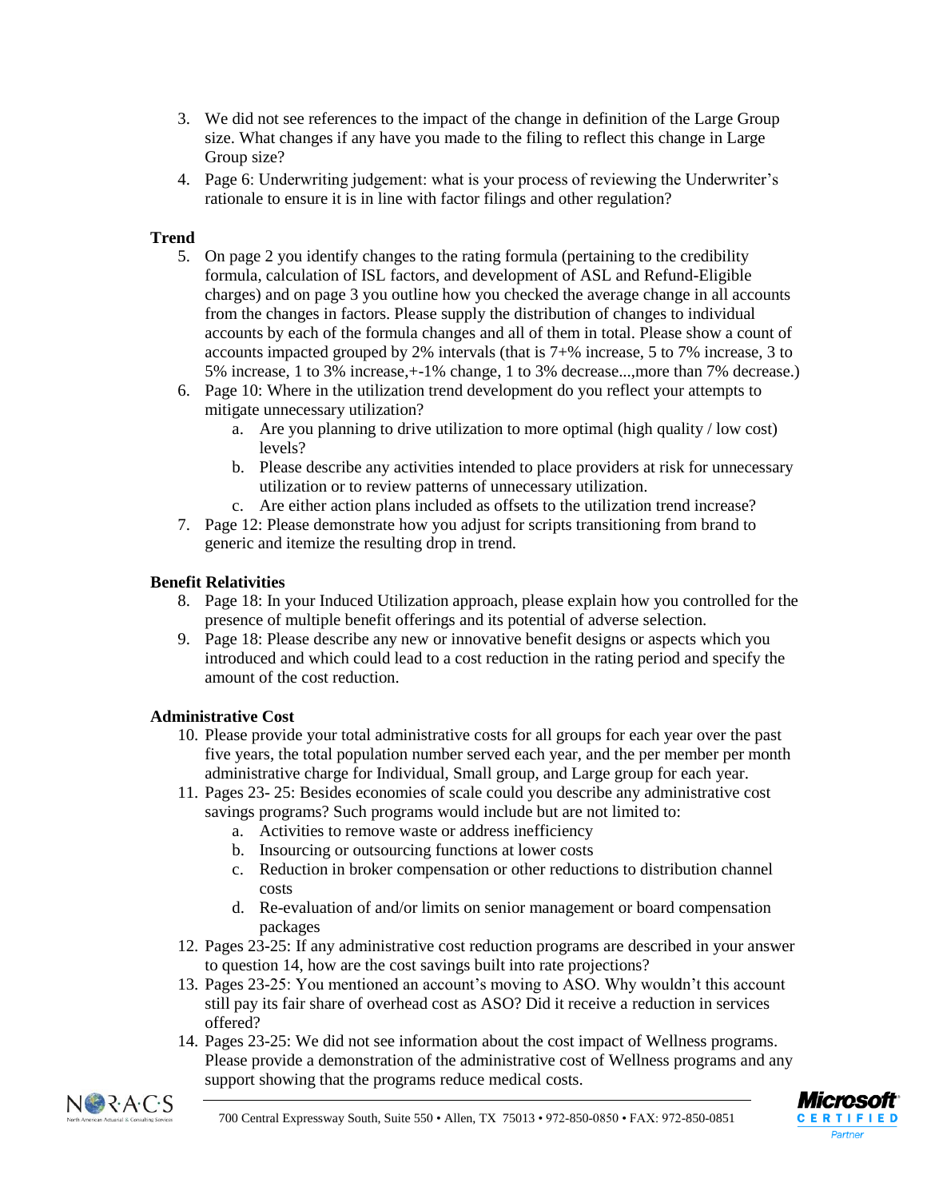3. We did not see references to the impact of the change in definition of the Large Group size. What changes if any have you made to the filing to reflect this change in Large Group size?
4. Page 6: Underwriting judgement: what is your process of reviewing the Underwriter's rationale to ensure it is in line with factor filings and other regulation?

**Trend**

5. On page 2 you identify changes to the rating formula (pertaining to the credibility formula, calculation of ISL factors, and development of ASL and Refund-Eligible charges) and on page 3 you outline how you checked the average change in all accounts from the changes in factors. Please supply the distribution of changes to individual accounts by each of the formula changes and all of them in total. Please show a count of accounts impacted grouped by 2% intervals (that is 7+% increase, 5 to 7% increase, 3 to 5% increase, 1 to 3% increase,+-1% change, 1 to 3% decrease...,more than 7% decrease.)
6. Page 10: Where in the utilization trend development do you reflect your attempts to mitigate unnecessary utilization?
   a. Are you planning to drive utilization to more optimal (high quality / low cost) levels?
   b. Please describe any activities intended to place providers at risk for unnecessary utilization or to review patterns of unnecessary utilization.
   c. Are either action plans included as offsets to the utilization trend increase?
7. Page 12: Please demonstrate how you adjust for scripts transitioning from brand to generic and itemize the resulting drop in trend.

**Benefit Relativities**

8. Page 18: In your Induced Utilization approach, please explain how you controlled for the presence of multiple benefit offerings and its potential of adverse selection.
9. Page 18: Please describe any new or innovative benefit designs or aspects which you introduced and which could lead to a cost reduction in the rating period and specify the amount of the cost reduction.

**Administrative Cost**

10. Please provide your total administrative costs for all groups for each year over the past five years, the total population number served each year, and the per member per month administrative charge for Individual, Small group, and Large group for each year.
11. Pages 23- 25: Besides economies of scale could you describe any administrative cost savings programs? Such programs would include but are not limited to:
    a. Activities to remove waste or address inefficiency
    b. Insourcing or outsourcing functions at lower costs
    c. Reduction in broker compensation or other reductions to distribution channel costs
    d. Re-evaluation of and/or limits on senior management or board compensation packages
12. Pages 23-25: If any administrative cost reduction programs are described in your answer to question 14, how are the cost savings built into rate projections?
13. Pages 23-25: You mentioned an account's moving to ASO. Why wouldn't this account still pay its fair share of overhead cost as ASO? Did it receive a reduction in services offered?
14. Pages 23-25: We did not see information about the cost impact of Wellness programs. Please provide a demonstration of the administrative cost of Wellness programs and any support showing that the programs reduce medical costs.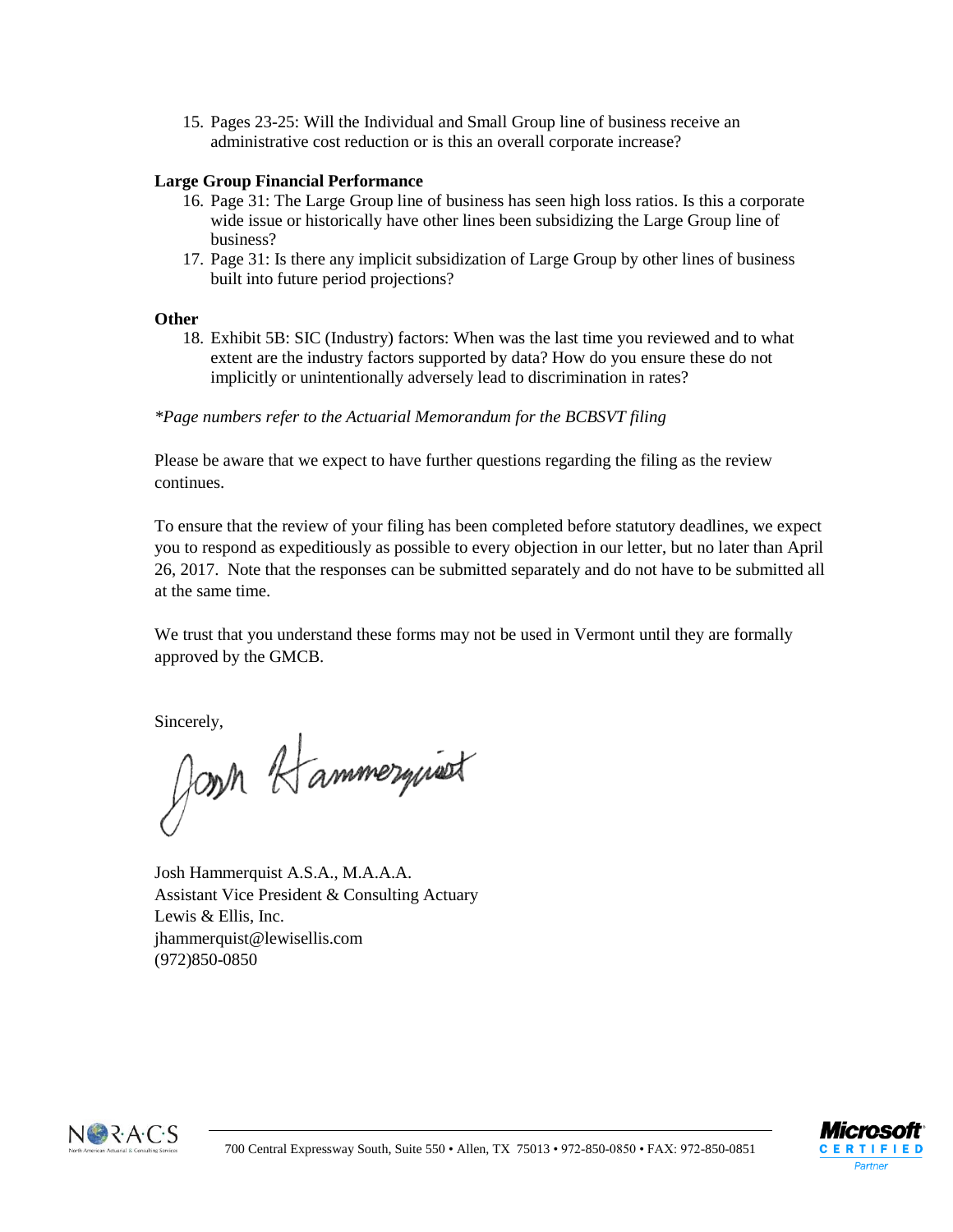15. Pages 23-25: Will the Individual and Small Group line of business receive an administrative cost reduction or is this an overall corporate increase?

**Large Group Financial Performance**

16. Page 31: The Large Group line of business has seen high loss ratios. Is this a corporate wide issue or historically have other lines been subsidizing the Large Group line of business?
17. Page 31: Is there any implicit subsidization of Large Group by other lines of business built into future period projections?

**Other**

18. Exhibit 5B: SIC (Industry) factors: When was the last time you reviewed and to what extent are the industry factors supported by data? How do you ensure these do not implicitly or unintentionally adversely lead to discrimination in rates?

*\*Page numbers refer to the Actuarial Memorandum for the BCBSVT filing*

Please be aware that we expect to have further questions regarding the filing as the review continues.

To ensure that the review of your filing has been completed before statutory deadlines, we expect you to respond as expeditiously as possible to every objection in our letter, but no later than April 26, 2017. Note that the responses can be submitted separately and do not have to be submitted all at the same time.

We trust that you understand these forms may not be used in Vermont until they are formally approved by the GMCB.

Sincerely,

Josh Hammerquist

Josh Hammerquist A.S.A., M.A.A.A.
Assistant Vice President & Consulting Actuary
Lewis & Ellis, Inc.
jhammerquist@lewisellis.com
(972)850-0850